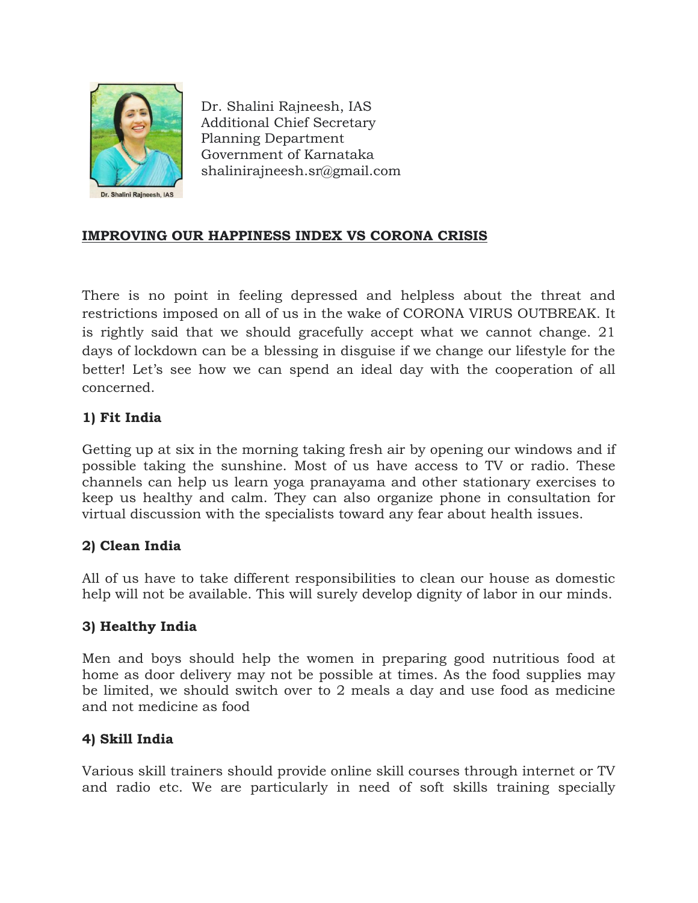Dr. Shalini Rajneesh, IAS
Additional Chief Secretary
Planning Department
Government of Karnataka
shalinirajneesh.sr@gmail.com

## IMPROVING OUR HAPPINESS INDEX VS CORONA CRISIS

There is no point in feeling depressed and helpless about the threat and restrictions imposed on all of us in the wake of CORONA VIRUS OUTBREAK. It is rightly said that we should gracefully accept what we cannot change. 21 days of lockdown can be a blessing in disguise if we change our lifestyle for the better! Let's see how we can spend an ideal day with the cooperation of all concerned.

### 1) Fit India

Getting up at six in the morning taking fresh air by opening our windows and if possible taking the sunshine. Most of us have access to TV or radio. These channels can help us learn yoga pranayama and other stationary exercises to keep us healthy and calm. They can also organize phone in consultation for virtual discussion with the specialists toward any fear about health issues.

### 2) Clean India

All of us have to take different responsibilities to clean our house as domestic help will not be available. This will surely develop dignity of labor in our minds.

### 3) Healthy India

Men and boys should help the women in preparing good nutritious food at home as door delivery may not be possible at times. As the food supplies may be limited, we should switch over to 2 meals a day and use food as medicine and not medicine as food

### 4) Skill India

Various skill trainers should provide online skill courses through internet or TV and radio etc. We are particularly in need of soft skills training specially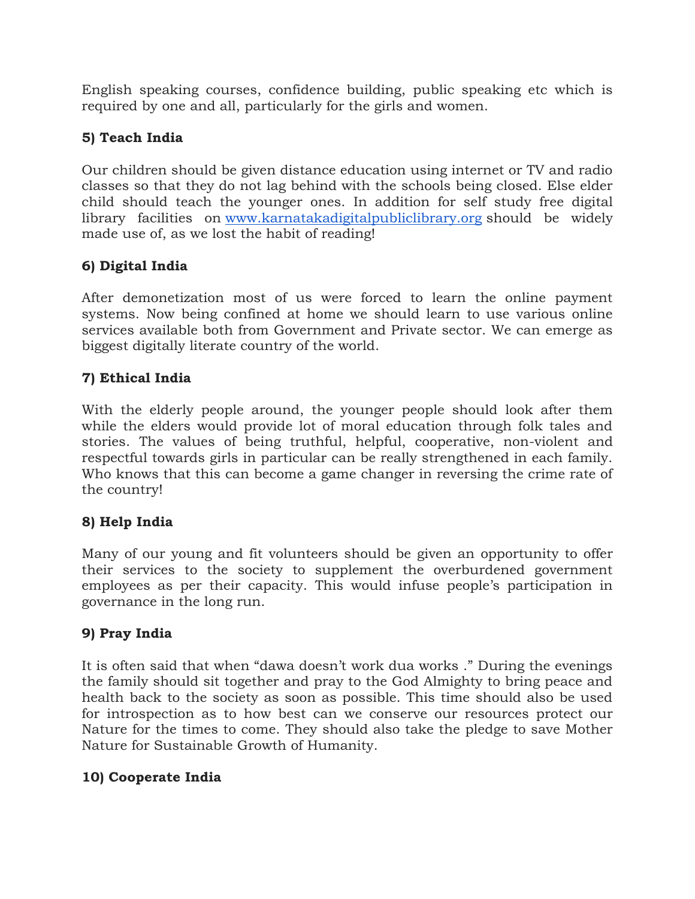English speaking courses, confidence building, public speaking etc which is required by one and all, particularly for the girls and women.

**5) Teach India**

Our children should be given distance education using internet or TV and radio classes so that they do not lag behind with the schools being closed. Else elder child should teach the younger ones. In addition for self study free digital library facilities on [www.karnatakadigitalpubliclibrary.org](http://www.karnatakadigitalpubliclibrary.org) should be widely made use of, as we lost the habit of reading!

**6) Digital India**

After demonetization most of us were forced to learn the online payment systems. Now being confined at home we should learn to use various online services available both from Government and Private sector. We can emerge as biggest digitally literate country of the world.

**7) Ethical India**

With the elderly people around, the younger people should look after them while the elders would provide lot of moral education through folk tales and stories. The values of being truthful, helpful, cooperative, non-violent and respectful towards girls in particular can be really strengthened in each family. Who knows that this can become a game changer in reversing the crime rate of the country!

**8) Help India**

Many of our young and fit volunteers should be given an opportunity to offer their services to the society to supplement the overburdened government employees as per their capacity. This would infuse people's participation in governance in the long run.

**9) Pray India**

It is often said that when "dawa doesn't work dua works ." During the evenings the family should sit together and pray to the God Almighty to bring peace and health back to the society as soon as possible. This time should also be used for introspection as to how best can we conserve our resources protect our Nature for the times to come. They should also take the pledge to save Mother Nature for Sustainable Growth of Humanity.

**10) Cooperate India**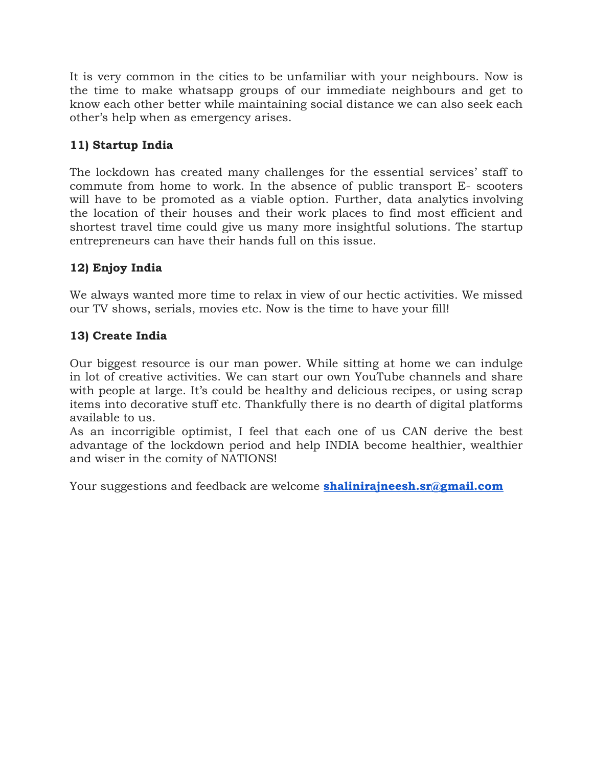It is very common in the cities to be unfamiliar with your neighbours. Now is the time to make whatsapp groups of our immediate neighbours and get to know each other better while maintaining social distance we can also seek each other's help when as emergency arises.

**11) Startup India**

The lockdown has created many challenges for the essential services' staff to commute from home to work. In the absence of public transport E- scooters will have to be promoted as a viable option. Further, data analytics involving the location of their houses and their work places to find most efficient and shortest travel time could give us many more insightful solutions. The startup entrepreneurs can have their hands full on this issue.

**12) Enjoy India**

We always wanted more time to relax in view of our hectic activities. We missed our TV shows, serials, movies etc. Now is the time to have your fill!

**13) Create India**

Our biggest resource is our man power. While sitting at home we can indulge in lot of creative activities. We can start our own YouTube channels and share with people at large. It's could be healthy and delicious recipes, or using scrap items into decorative stuff etc. Thankfully there is no dearth of digital platforms available to us.
As an incorrigible optimist, I feel that each one of us CAN derive the best advantage of the lockdown period and help INDIA become healthier, wealthier and wiser in the comity of NATIONS!

Your suggestions and feedback are welcome **shalinirajneesh.sr@gmail.com**